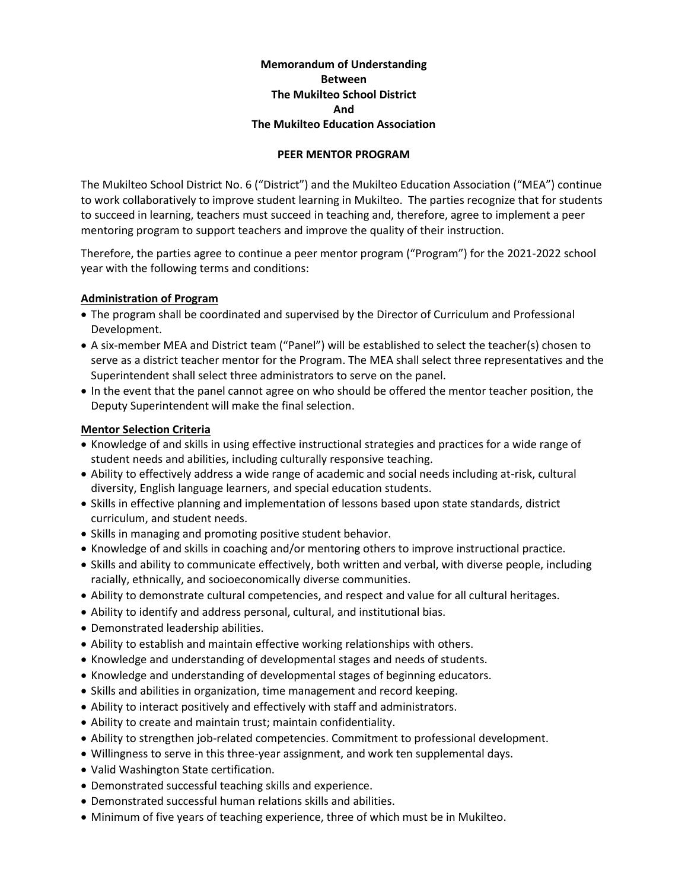**Memorandum of Understanding**
**Between**
**The Mukilteo School District**
**And**
**The Mukilteo Education Association**

**PEER MENTOR PROGRAM**

The Mukilteo School District No. 6 ("District") and the Mukilteo Education Association ("MEA") continue to work collaboratively to improve student learning in Mukilteo. The parties recognize that for students to succeed in learning, teachers must succeed in teaching and, therefore, agree to implement a peer mentoring program to support teachers and improve the quality of their instruction.

Therefore, the parties agree to continue a peer mentor program ("Program") for the 2021-2022 school year with the following terms and conditions:

**Administration of Program**

- The program shall be coordinated and supervised by the Director of Curriculum and Professional Development.
- A six-member MEA and District team ("Panel") will be established to select the teacher(s) chosen to serve as a district teacher mentor for the Program. The MEA shall select three representatives and the Superintendent shall select three administrators to serve on the panel.
- In the event that the panel cannot agree on who should be offered the mentor teacher position, the Deputy Superintendent will make the final selection.

**Mentor Selection Criteria**

- Knowledge of and skills in using effective instructional strategies and practices for a wide range of student needs and abilities, including culturally responsive teaching.
- Ability to effectively address a wide range of academic and social needs including at-risk, cultural diversity, English language learners, and special education students.
- Skills in effective planning and implementation of lessons based upon state standards, district curriculum, and student needs.
- Skills in managing and promoting positive student behavior.
- Knowledge of and skills in coaching and/or mentoring others to improve instructional practice.
- Skills and ability to communicate effectively, both written and verbal, with diverse people, including racially, ethnically, and socioeconomically diverse communities.
- Ability to demonstrate cultural competencies, and respect and value for all cultural heritages.
- Ability to identify and address personal, cultural, and institutional bias.
- Demonstrated leadership abilities.
- Ability to establish and maintain effective working relationships with others.
- Knowledge and understanding of developmental stages and needs of students.
- Knowledge and understanding of developmental stages of beginning educators.
- Skills and abilities in organization, time management and record keeping.
- Ability to interact positively and effectively with staff and administrators.
- Ability to create and maintain trust; maintain confidentiality.
- Ability to strengthen job-related competencies. Commitment to professional development.
- Willingness to serve in this three-year assignment, and work ten supplemental days.
- Valid Washington State certification.
- Demonstrated successful teaching skills and experience.
- Demonstrated successful human relations skills and abilities.
- Minimum of five years of teaching experience, three of which must be in Mukilteo.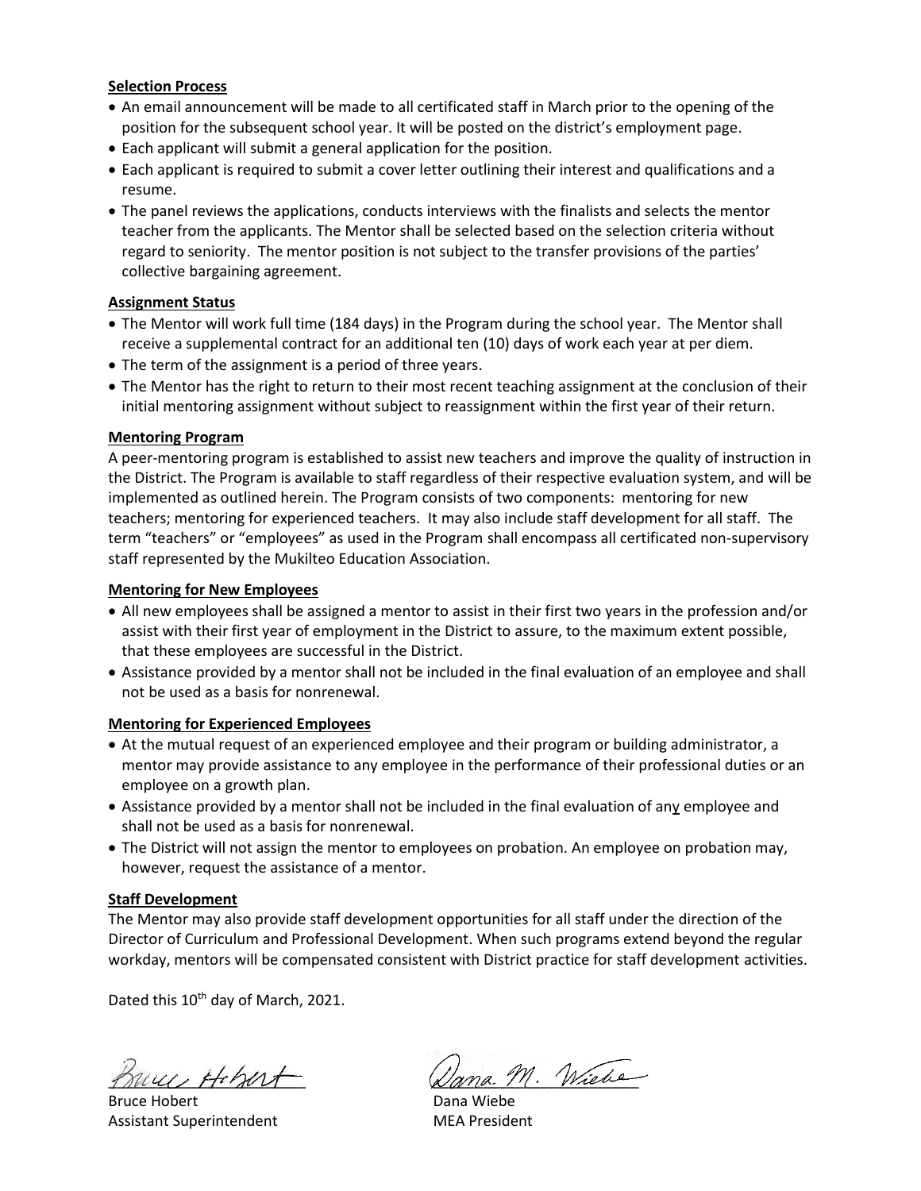**Selection Process**

- An email announcement will be made to all certificated staff in March prior to the opening of the position for the subsequent school year. It will be posted on the district's employment page.
- Each applicant will submit a general application for the position.
- Each applicant is required to submit a cover letter outlining their interest and qualifications and a resume.
- The panel reviews the applications, conducts interviews with the finalists and selects the mentor teacher from the applicants. The Mentor shall be selected based on the selection criteria without regard to seniority. The mentor position is not subject to the transfer provisions of the parties' collective bargaining agreement.

**Assignment Status**

- The Mentor will work full time (184 days) in the Program during the school year. The Mentor shall receive a supplemental contract for an additional ten (10) days of work each year at per diem.
- The term of the assignment is a period of three years.
- The Mentor has the right to return to their most recent teaching assignment at the conclusion of their initial mentoring assignment without subject to reassignment within the first year of their return.

**Mentoring Program**

A peer-mentoring program is established to assist new teachers and improve the quality of instruction in the District. The Program is available to staff regardless of their respective evaluation system, and will be implemented as outlined herein. The Program consists of two components: mentoring for new teachers; mentoring for experienced teachers. It may also include staff development for all staff. The term "teachers" or "employees" as used in the Program shall encompass all certificated non-supervisory staff represented by the Mukilteo Education Association.

**Mentoring for New Employees**

- All new employees shall be assigned a mentor to assist in their first two years in the profession and/or assist with their first year of employment in the District to assure, to the maximum extent possible, that these employees are successful in the District.
- Assistance provided by a mentor shall not be included in the final evaluation of an employee and shall not be used as a basis for nonrenewal.

**Mentoring for Experienced Employees**

- At the mutual request of an experienced employee and their program or building administrator, a mentor may provide assistance to any employee in the performance of their professional duties or an employee on a growth plan.
- Assistance provided by a mentor shall not be included in the final evaluation of any employee and shall not be used as a basis for nonrenewal.
- The District will not assign the mentor to employees on probation. An employee on probation may, however, request the assistance of a mentor.

**Staff Development**

The Mentor may also provide staff development opportunities for all staff under the direction of the Director of Curriculum and Professional Development. When such programs extend beyond the regular workday, mentors will be compensated consistent with District practice for staff development activities.

Dated this 10th day of March, 2021.

Bruce Hobert
Assistant Superintendent

Dana Wiebe
MEA President